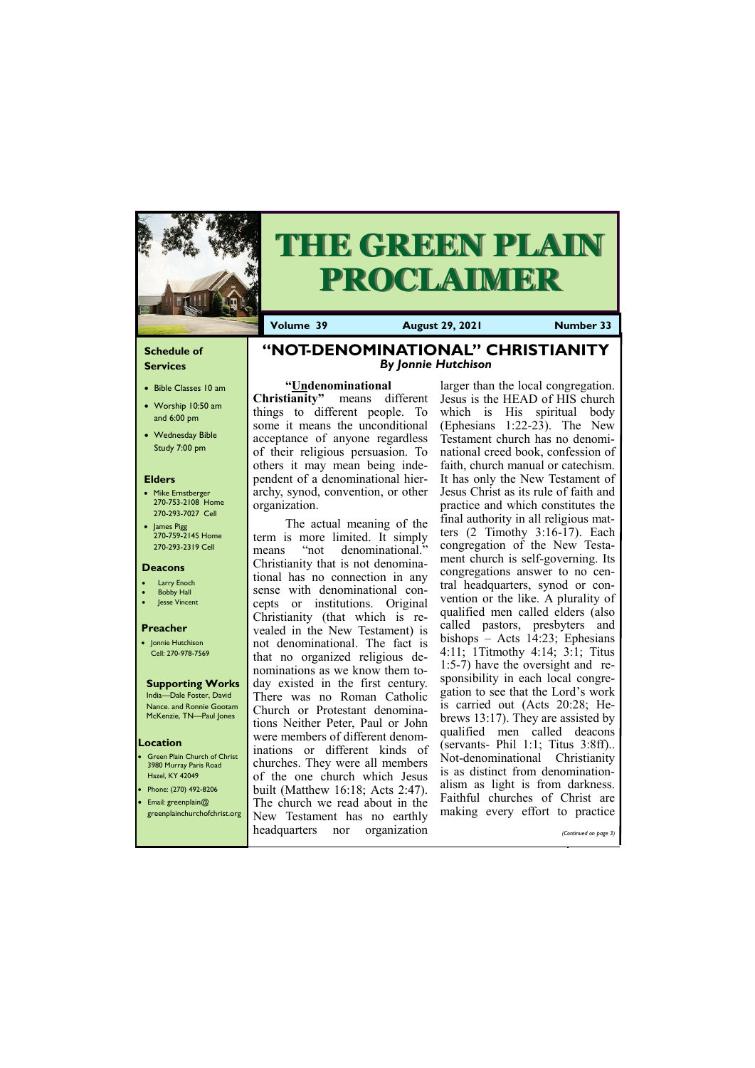# THE GREEN PLAIN PROCLAIMER

**Volume 39** | **August 29, 2021** | **Number 33**

## Schedule of Services

- Bible Classes 10 am
- Worship 10:50 am and 6:00 pm
- Wednesday Bible Study 7:00 pm

### Elders

- Mike Ernstberger 270-753-2108 Home 270-293-7027 Cell
- James Pigg 270-759-2145 Home 270-293-2319 Cell

### Deacons

- Larry Enoch
- Bobby Hall
- Jesse Vincent

### Preacher

- Jonnie Hutchison Cell: 270-978-7569

### Supporting Works

India—Dale Foster, David Nance. and Ronnie Gootam McKenzie, TN—Paul Jones

### Location

- Green Plain Church of Christ 3980 Murray Paris Road Hazel, KY 42049
- Phone: (270) 492-8206
- Email: greenplain@greenplainchurchofchrist.org

## "NOT-DENOMINATIONAL" CHRISTIANITY

*By Jonnie Hutchison*

**"Undenominational Christianity"** means different things to different people. To some it means the unconditional acceptance of anyone regardless of their religious persuasion. To others it may mean being independent of a denominational hierarchy, synod, convention, or other organization.

The actual meaning of the term is more limited. It simply means "not denominational." Christianity that is not denominational has no connection in any sense with denominational concepts or institutions. Original Christianity (that which is revealed in the New Testament) is not denominational. The fact is that no organized religious denominations as we know them today existed in the first century. There was no Roman Catholic Church or Protestant denominations Neither Peter, Paul or John were members of different denominations or different kinds of churches. They were all members of the one church which Jesus built (Matthew 16:18; Acts 2:47). The church we read about in the New Testament has no earthly headquarters nor organization larger than the local congregation. Jesus is the HEAD of HIS church which is His spiritual body (Ephesians 1:22-23). The New Testament church has no denominational creed book, confession of faith, church manual or catechism. It has only the New Testament of Jesus Christ as its rule of faith and practice and which constitutes the final authority in all religious matters (2 Timothy 3:16-17). Each congregation of the New Testament church is self-governing. Its congregations answer to no central headquarters, synod or convention or the like. A plurality of qualified men called elders (also called pastors, presbyters and bishops – Acts 14:23; Ephesians 4:11; 1Titmothy 4:14; 3:1; Titus 1:5-7) have the oversight and responsibility in each local congregation to see that the Lord's work is carried out (Acts 20:28; Hebrews 13:17). They are assisted by qualified men called deacons (servants- Phil 1:1; Titus 3:8ff).. Not-denominational Christianity is as distinct from denominationalism as light is from darkness. Faithful churches of Christ are making every effort to practice

*(Continued on page 3)*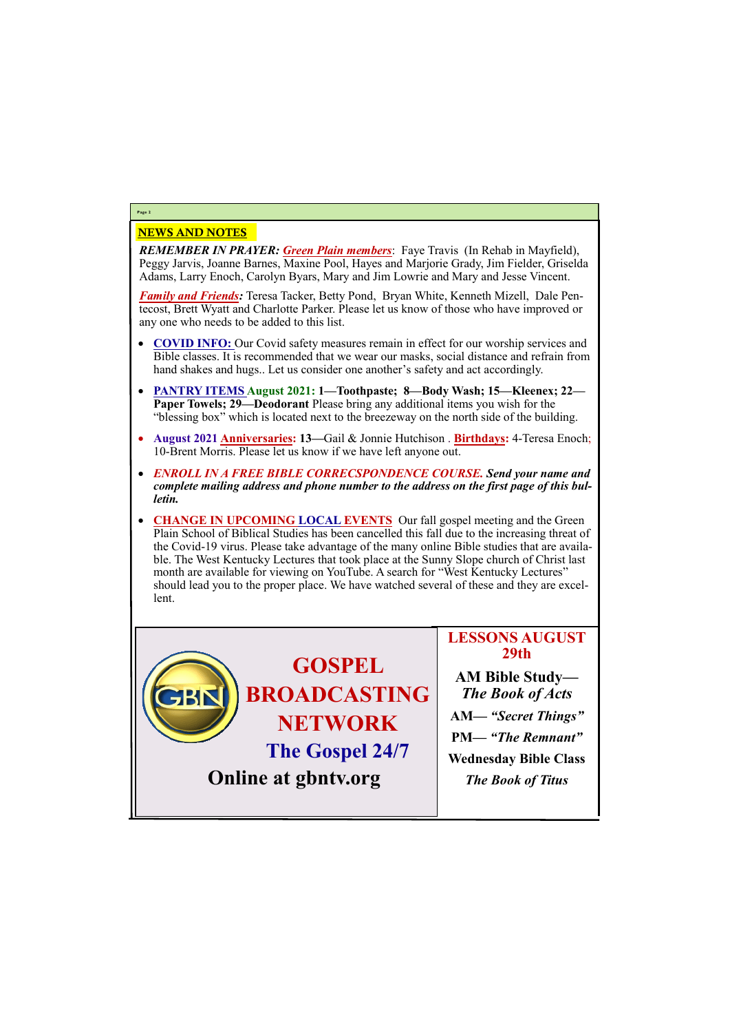## NEWS AND NOTES

***REMEMBER IN PRAYER:*** ***Green Plain members***: Faye Travis (In Rehab in Mayfield), Peggy Jarvis, Joanne Barnes, Maxine Pool, Hayes and Marjorie Grady, Jim Fielder, Griselda Adams, Larry Enoch, Carolyn Byars, Mary and Jim Lowrie and Mary and Jesse Vincent.

***Family and Friends:*** Teresa Tacker, Betty Pond, Bryan White, Kenneth Mizell, Dale Pentecost, Brett Wyatt and Charlotte Parker. Please let us know of those who have improved or any one who needs to be added to this list.

- **COVID INFO:** Our Covid safety measures remain in effect for our worship services and Bible classes. It is recommended that we wear our masks, social distance and refrain from hand shakes and hugs.. Let us consider one another's safety and act accordingly.
- **PANTRY ITEMS August 2021:** **1—Toothpaste; 8—Body Wash; 15—Kleenex; 22—Paper Towels; 29—Deodorant** Please bring any additional items you wish for the "blessing box" which is located next to the breezeway on the north side of the building.
- **August 2021 Anniversaries:** **13**—Gail & Jonnie Hutchison . **Birthdays:** 4-Teresa Enoch; 10-Brent Morris. Please let us know if we have left anyone out.
- ***ENROLL IN A FREE BIBLE CORRECSPONDENCE COURSE. Send your name and complete mailing address and phone number to the address on the first page of this bulletin.***
- **CHANGE IN UPCOMING LOCAL EVENTS** Our fall gospel meeting and the Green Plain School of Biblical Studies has been cancelled this fall due to the increasing threat of the Covid-19 virus. Please take advantage of the many online Bible studies that are available. The West Kentucky Lectures that took place at the Sunny Slope church of Christ last month are available for viewing on YouTube. A search for "West Kentucky Lectures" should lead you to the proper place. We have watched several of these and they are excellent.

**GOSPEL BROADCASTING NETWORK**

**The Gospel 24/7**

**Online at gbntv.org**

**LESSONS AUGUST 29th**

**AM Bible Study—*The Book of Acts***

**AM— *"Secret Things"***

**PM— *"The Remnant"***

**Wednesday Bible Class**

***The Book of Titus***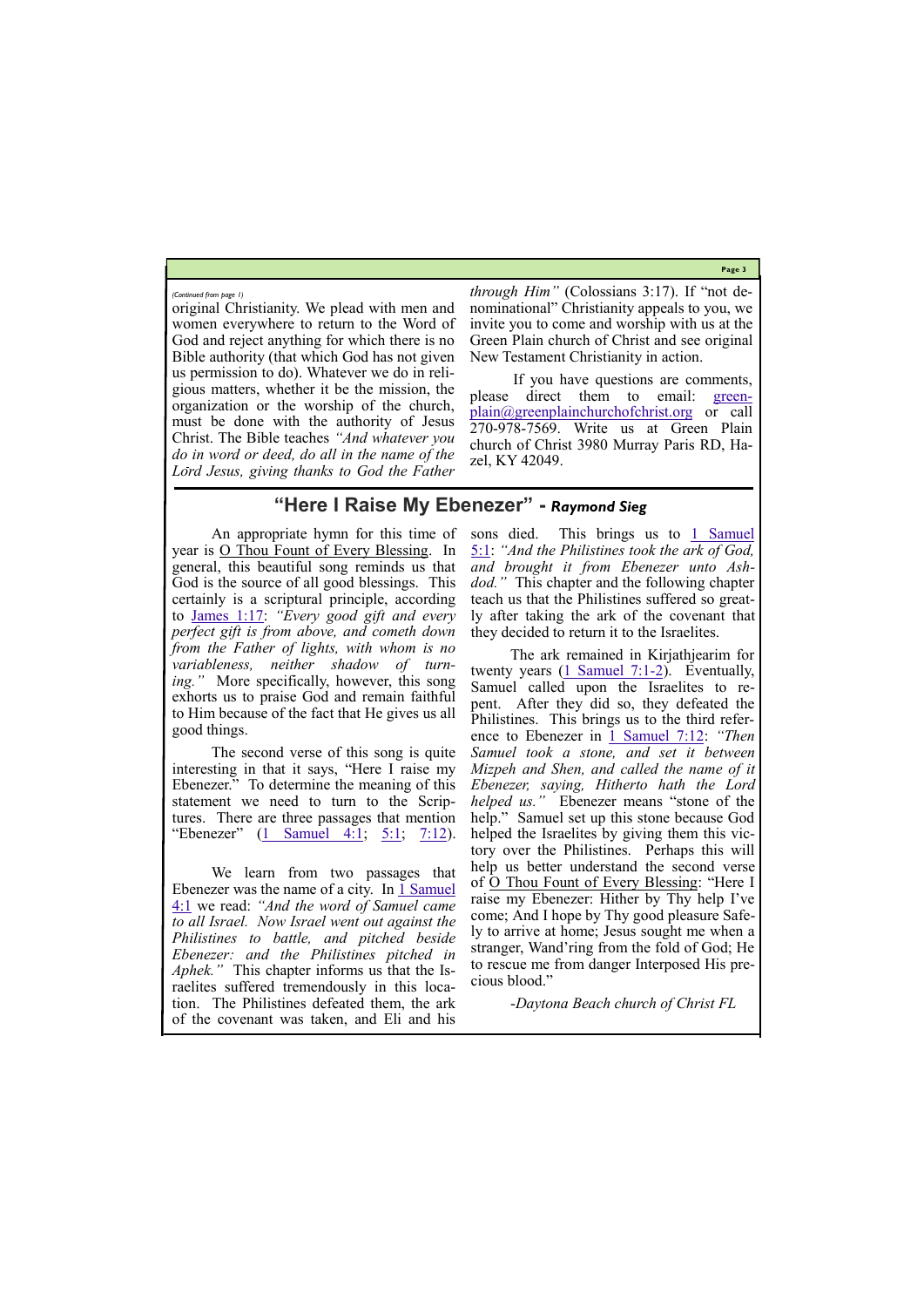*(Continued from page 1)*

original Christianity. We plead with men and women everywhere to return to the Word of God and reject anything for which there is no Bible authority (that which God has not given us permission to do). Whatever we do in religious matters, whether it be the mission, the organization or the worship of the church, must be done with the authority of Jesus Christ. The Bible teaches *"And whatever you do in word or deed, do all in the name of the Lord Jesus, giving thanks to God the Father through Him"* (Colossians 3:17). If "not denominational" Christianity appeals to you, we invite you to come and worship with us at the Green Plain church of Christ and see original New Testament Christianity in action.

If you have questions are comments, please direct them to email: greenplain@greenplainchurchofchrist.org or call 270-978-7569. Write us at Green Plain church of Christ 3980 Murray Paris RD, Hazel, KY 42049.

## "Here I Raise My Ebenezer" - *Raymond Sieg*

An appropriate hymn for this time of year is O Thou Fount of Every Blessing. In general, this beautiful song reminds us that God is the source of all good blessings. This certainly is a scriptural principle, according to James 1:17: *"Every good gift and every perfect gift is from above, and cometh down from the Father of lights, with whom is no variableness, neither shadow of turning."* More specifically, however, this song exhorts us to praise God and remain faithful to Him because of the fact that He gives us all good things.

The second verse of this song is quite interesting in that it says, "Here I raise my Ebenezer." To determine the meaning of this statement we need to turn to the Scriptures. There are three passages that mention "Ebenezer" (1 Samuel 4:1; 5:1; 7:12).

We learn from two passages that Ebenezer was the name of a city. In 1 Samuel 4:1 we read: *"And the word of Samuel came to all Israel. Now Israel went out against the Philistines to battle, and pitched beside Ebenezer: and the Philistines pitched in Aphek."* This chapter informs us that the Israelites suffered tremendously in this location. The Philistines defeated them, the ark of the covenant was taken, and Eli and his sons died. This brings us to 1 Samuel 5:1: *"And the Philistines took the ark of God, and brought it from Ebenezer unto Ashdod."* This chapter and the following chapter teach us that the Philistines suffered so greatly after taking the ark of the covenant that they decided to return it to the Israelites.

The ark remained in Kirjathjearim for twenty years (1 Samuel 7:1-2). Eventually, Samuel called upon the Israelites to repent. After they did so, they defeated the Philistines. This brings us to the third reference to Ebenezer in 1 Samuel 7:12: *"Then Samuel took a stone, and set it between Mizpeh and Shen, and called the name of it Ebenezer, saying, Hitherto hath the Lord helped us."* Ebenezer means "stone of the help." Samuel set up this stone because God helped the Israelites by giving them this victory over the Philistines. Perhaps this will help us better understand the second verse of O Thou Fount of Every Blessing: "Here I raise my Ebenezer: Hither by Thy help I've come; And I hope by Thy good pleasure Safely to arrive at home; Jesus sought me when a stranger, Wand'ring from the fold of God; He to rescue me from danger Interposed His precious blood."

*-Daytona Beach church of Christ FL*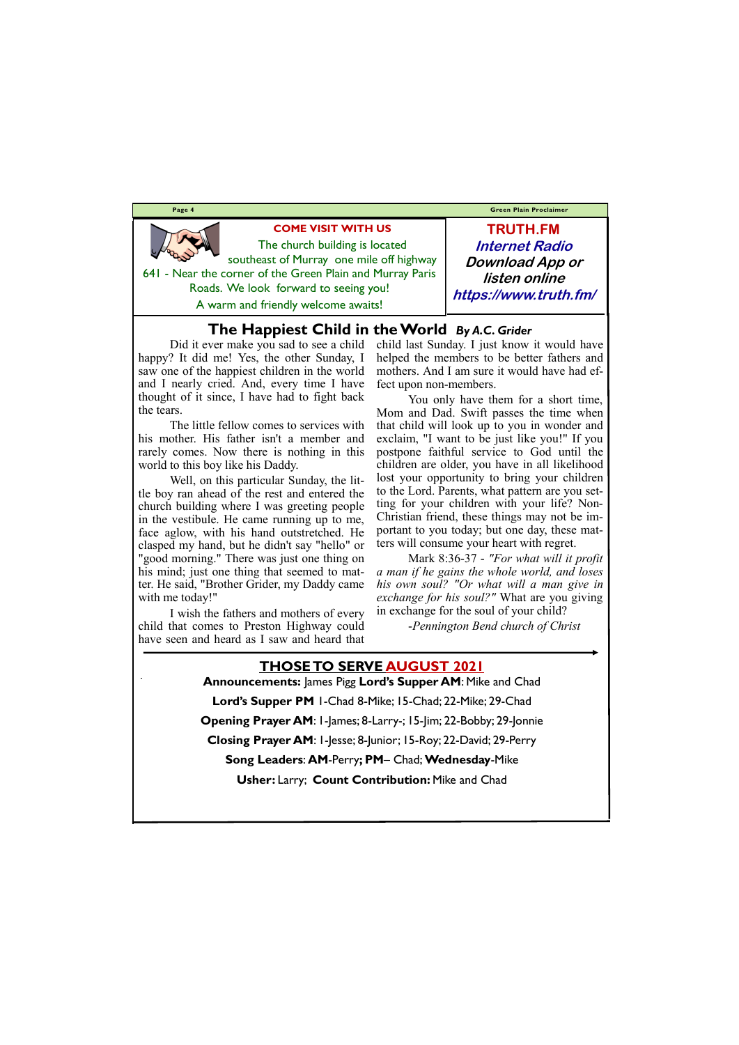## COME VISIT WITH US

The church building is located southeast of Murray one mile off highway 641 - Near the corner of the Green Plain and Murray Paris Roads. We look forward to seeing you!

A warm and friendly welcome awaits!

## TRUTH.FM

*Internet Radio*

***Download App or listen online***

***https://www.truth.fm/***

## The Happiest Child in the World *By A.C. Grider*

Did it ever make you sad to see a child happy? It did me! Yes, the other Sunday, I saw one of the happiest children in the world and I nearly cried. And, every time I have thought of it since, I have had to fight back the tears.

The little fellow comes to services with his mother. His father isn't a member and rarely comes. Now there is nothing in this world to this boy like his Daddy.

Well, on this particular Sunday, the little boy ran ahead of the rest and entered the church building where I was greeting people in the vestibule. He came running up to me, face aglow, with his hand outstretched. He clasped my hand, but he didn't say "hello" or "good morning." There was just one thing on his mind; just one thing that seemed to matter. He said, "Brother Grider, my Daddy came with me today!"

I wish the fathers and mothers of every child that comes to Preston Highway could have seen and heard as I saw and heard that child last Sunday. I just know it would have helped the members to be better fathers and mothers. And I am sure it would have had effect upon non-members.

You only have them for a short time, Mom and Dad. Swift passes the time when that child will look up to you in wonder and exclaim, "I want to be just like you!" If you postpone faithful service to God until the children are older, you have in all likelihood lost your opportunity to bring your children to the Lord. Parents, what pattern are you setting for your children with your life? Non-Christian friend, these things may not be important to you today; but one day, these matters will consume your heart with regret.

Mark 8:36-37 - *"For what will it profit a man if he gains the whole world, and loses his own soul? "Or what will a man give in exchange for his soul?"* What are you giving in exchange for the soul of your child?

*-Pennington Bend church of Christ*

## THOSE TO SERVE AUGUST 2021

**Announcements:** James Pigg **Lord's Supper AM**: Mike and Chad

**Lord's Supper PM** 1-Chad 8-Mike; 15-Chad; 22-Mike; 29-Chad

**Opening Prayer AM**: 1-James; 8-Larry-; 15-Jim; 22-Bobby; 29-Jonnie

**Closing Prayer AM**: 1-Jesse; 8-Junior; 15-Roy; 22-David; 29-Perry

**Song Leaders**: **AM**-Perry; **PM**– Chad; **Wednesday**-Mike

**Usher:** Larry; **Count Contribution:** Mike and Chad